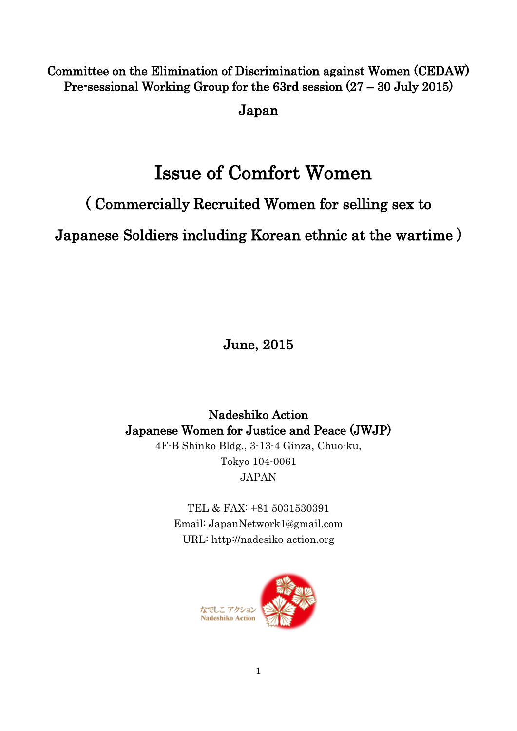Committee on the Elimination of Discrimination against Women (CEDAW)
Pre-sessional Working Group for the 63rd session (27 – 30 July 2015)

Japan

# Issue of Comfort Women

## ( Commercially Recruited Women for selling sex to Japanese Soldiers including Korean ethnic at the wartime )

June, 2015

Nadeshiko Action
Japanese Women for Justice and Peace (JWJP)
4F-B Shinko Bldg., 3-13-4 Ginza, Chuo-ku,
Tokyo 104-0061
JAPAN

TEL & FAX: +81 5031530391
Email: JapanNetwork1@gmail.com
URL: http://nadesiko-action.org

なでしこ アクション
Nadeshiko Action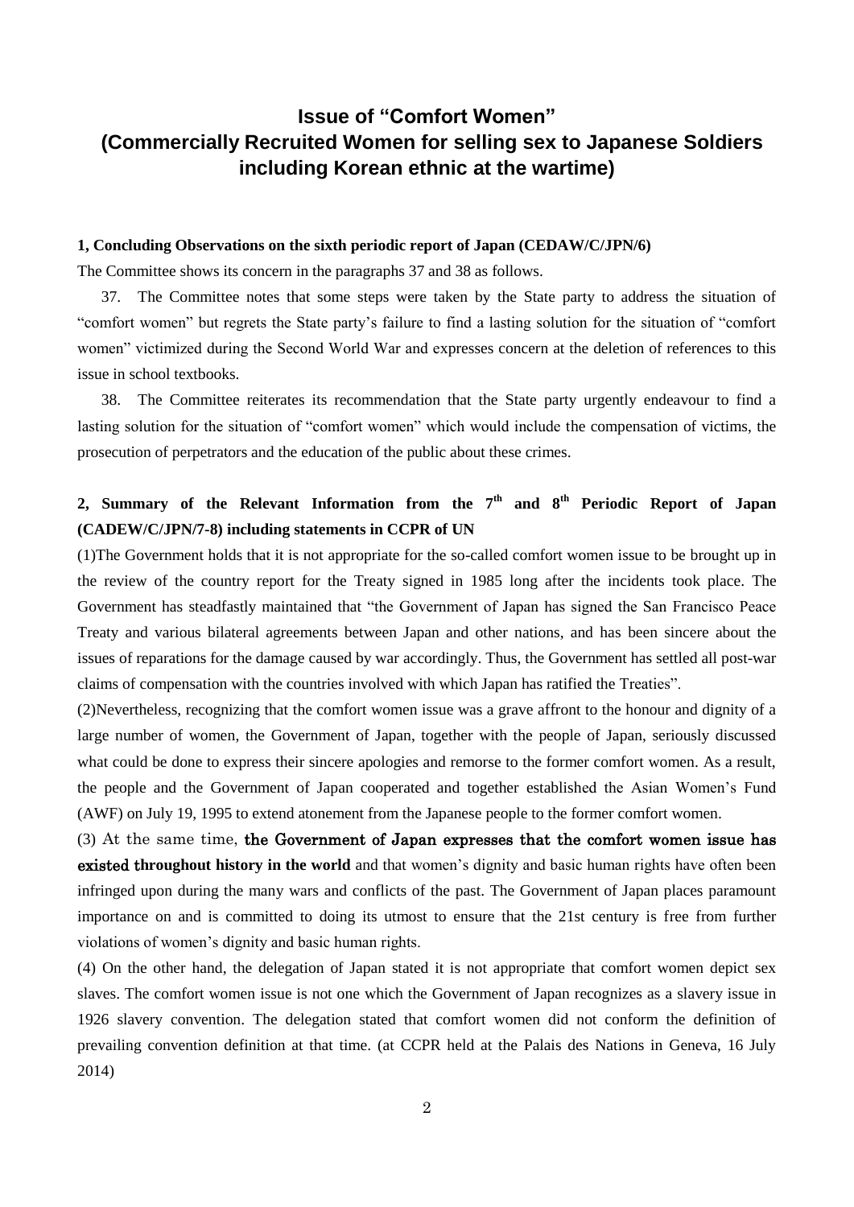# Issue of “Comfort Women”
# (Commercially Recruited Women for selling sex to Japanese Soldiers including Korean ethnic at the wartime)

**1, Concluding Observations on the sixth periodic report of Japan (CEDAW/C/JPN/6)**

The Committee shows its concern in the paragraphs 37 and 38 as follows.

37. The Committee notes that some steps were taken by the State party to address the situation of “comfort women” but regrets the State party’s failure to find a lasting solution for the situation of “comfort women” victimized during the Second World War and expresses concern at the deletion of references to this issue in school textbooks.

38. The Committee reiterates its recommendation that the State party urgently endeavour to find a lasting solution for the situation of “comfort women” which would include the compensation of victims, the prosecution of perpetrators and the education of the public about these crimes.

**2, Summary of the Relevant Information from the 7th and 8th Periodic Report of Japan (CADEW/C/JPN/7-8) including statements in CCPR of UN**

(1)The Government holds that it is not appropriate for the so-called comfort women issue to be brought up in the review of the country report for the Treaty signed in 1985 long after the incidents took place. The Government has steadfastly maintained that “the Government of Japan has signed the San Francisco Peace Treaty and various bilateral agreements between Japan and other nations, and has been sincere about the issues of reparations for the damage caused by war accordingly. Thus, the Government has settled all post-war claims of compensation with the countries involved with which Japan has ratified the Treaties”.

(2)Nevertheless, recognizing that the comfort women issue was a grave affront to the honour and dignity of a large number of women, the Government of Japan, together with the people of Japan, seriously discussed what could be done to express their sincere apologies and remorse to the former comfort women. As a result, the people and the Government of Japan cooperated and together established the Asian Women’s Fund (AWF) on July 19, 1995 to extend atonement from the Japanese people to the former comfort women.

(3) At the same time, **the Government of Japan expresses that the comfort women issue has existed throughout history in the world** and that women’s dignity and basic human rights have often been infringed upon during the many wars and conflicts of the past. The Government of Japan places paramount importance on and is committed to doing its utmost to ensure that the 21st century is free from further violations of women’s dignity and basic human rights.

(4) On the other hand, the delegation of Japan stated it is not appropriate that comfort women depict sex slaves. The comfort women issue is not one which the Government of Japan recognizes as a slavery issue in 1926 slavery convention. The delegation stated that comfort women did not conform the definition of prevailing convention definition at that time. (at CCPR held at the Palais des Nations in Geneva, 16 July 2014)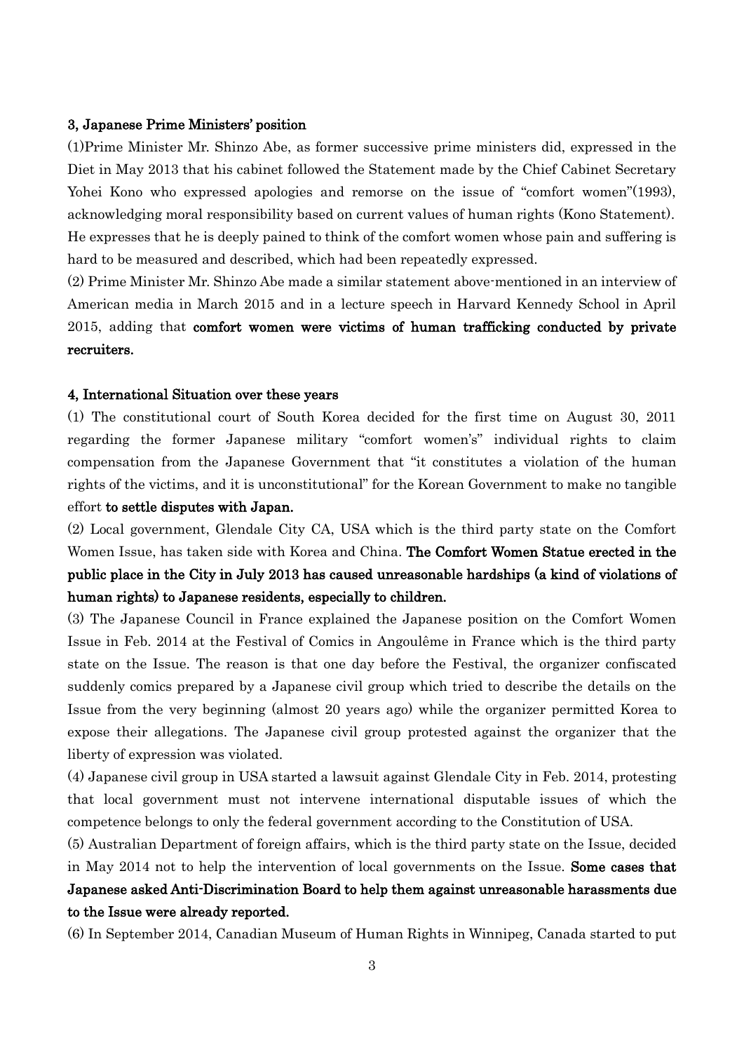### 3, Japanese Prime Ministers' position

(1)Prime Minister Mr. Shinzo Abe, as former successive prime ministers did, expressed in the Diet in May 2013 that his cabinet followed the Statement made by the Chief Cabinet Secretary Yohei Kono who expressed apologies and remorse on the issue of "comfort women"(1993), acknowledging moral responsibility based on current values of human rights (Kono Statement). He expresses that he is deeply pained to think of the comfort women whose pain and suffering is hard to be measured and described, which had been repeatedly expressed.

(2) Prime Minister Mr. Shinzo Abe made a similar statement above-mentioned in an interview of American media in March 2015 and in a lecture speech in Harvard Kennedy School in April 2015, adding that **comfort women were victims of human trafficking conducted by private recruiters.**

### 4, International Situation over these years

(1) The constitutional court of South Korea decided for the first time on August 30, 2011 regarding the former Japanese military "comfort women's" individual rights to claim compensation from the Japanese Government that "it constitutes a violation of the human rights of the victims, and it is unconstitutional" for the Korean Government to make no tangible effort **to settle disputes with Japan.**

(2) Local government, Glendale City CA, USA which is the third party state on the Comfort Women Issue, has taken side with Korea and China. **The Comfort Women Statue erected in the public place in the City in July 2013 has caused unreasonable hardships (a kind of violations of human rights) to Japanese residents, especially to children.**

(3) The Japanese Council in France explained the Japanese position on the Comfort Women Issue in Feb. 2014 at the Festival of Comics in Angoulême in France which is the third party state on the Issue. The reason is that one day before the Festival, the organizer confiscated suddenly comics prepared by a Japanese civil group which tried to describe the details on the Issue from the very beginning (almost 20 years ago) while the organizer permitted Korea to expose their allegations. The Japanese civil group protested against the organizer that the liberty of expression was violated.

(4) Japanese civil group in USA started a lawsuit against Glendale City in Feb. 2014, protesting that local government must not intervene international disputable issues of which the competence belongs to only the federal government according to the Constitution of USA.

(5) Australian Department of foreign affairs, which is the third party state on the Issue, decided in May 2014 not to help the intervention of local governments on the Issue. **Some cases that Japanese asked Anti-Discrimination Board to help them against unreasonable harassments due to the Issue were already reported.**

(6) In September 2014, Canadian Museum of Human Rights in Winnipeg, Canada started to put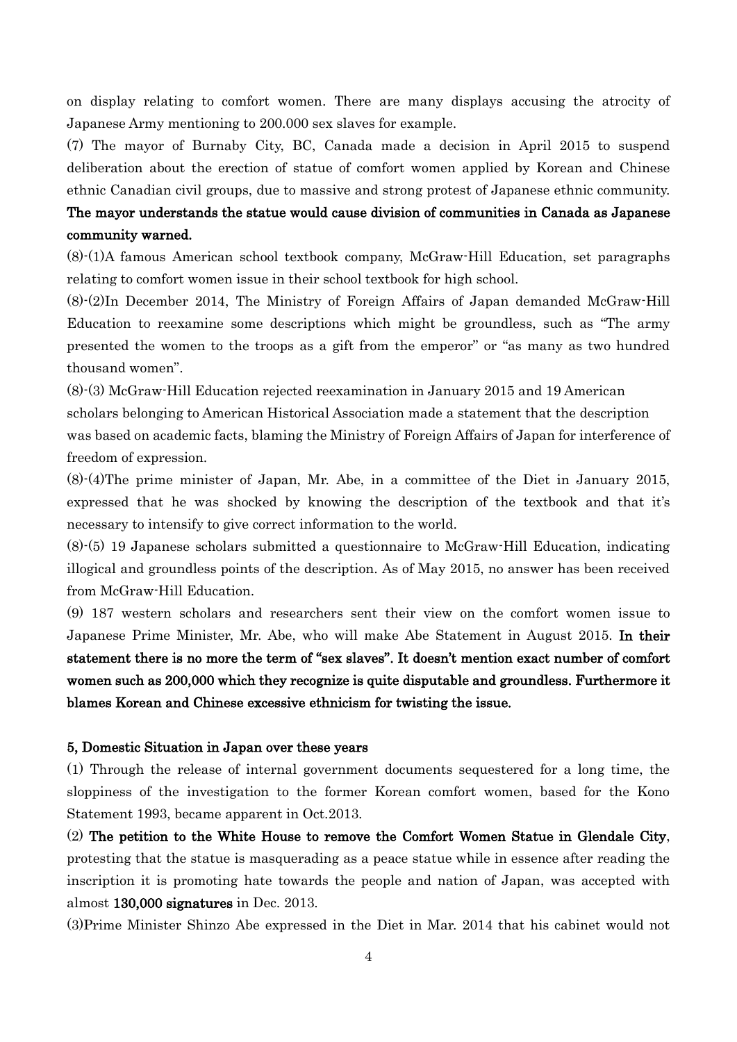on display relating to comfort women. There are many displays accusing the atrocity of Japanese Army mentioning to 200.000 sex slaves for example.

(7) The mayor of Burnaby City, BC, Canada made a decision in April 2015 to suspend deliberation about the erection of statue of comfort women applied by Korean and Chinese ethnic Canadian civil groups, due to massive and strong protest of Japanese ethnic community. **The mayor understands the statue would cause division of communities in Canada as Japanese community warned.**

(8)-(1)A famous American school textbook company, McGraw-Hill Education, set paragraphs relating to comfort women issue in their school textbook for high school.

(8)-(2)In December 2014, The Ministry of Foreign Affairs of Japan demanded McGraw-Hill Education to reexamine some descriptions which might be groundless, such as "The army presented the women to the troops as a gift from the emperor" or "as many as two hundred thousand women".

(8)-(3) McGraw-Hill Education rejected reexamination in January 2015 and 19 American scholars belonging to American Historical Association made a statement that the description was based on academic facts, blaming the Ministry of Foreign Affairs of Japan for interference of freedom of expression.

(8)-(4)The prime minister of Japan, Mr. Abe, in a committee of the Diet in January 2015, expressed that he was shocked by knowing the description of the textbook and that it's necessary to intensify to give correct information to the world.

(8)-(5) 19 Japanese scholars submitted a questionnaire to McGraw-Hill Education, indicating illogical and groundless points of the description. As of May 2015, no answer has been received from McGraw-Hill Education.

(9) 187 western scholars and researchers sent their view on the comfort women issue to Japanese Prime Minister, Mr. Abe, who will make Abe Statement in August 2015. **In their statement there is no more the term of "sex slaves". It doesn't mention exact number of comfort women such as 200,000 which they recognize is quite disputable and groundless. Furthermore it blames Korean and Chinese excessive ethnicism for twisting the issue.**

## 5, Domestic Situation in Japan over these years

(1) Through the release of internal government documents sequestered for a long time, the sloppiness of the investigation to the former Korean comfort women, based for the Kono Statement 1993, became apparent in Oct.2013.

(2) **The petition to the White House to remove the Comfort Women Statue in Glendale City**, protesting that the statue is masquerading as a peace statue while in essence after reading the inscription it is promoting hate towards the people and nation of Japan, was accepted with almost **130,000 signatures** in Dec. 2013.

(3)Prime Minister Shinzo Abe expressed in the Diet in Mar. 2014 that his cabinet would not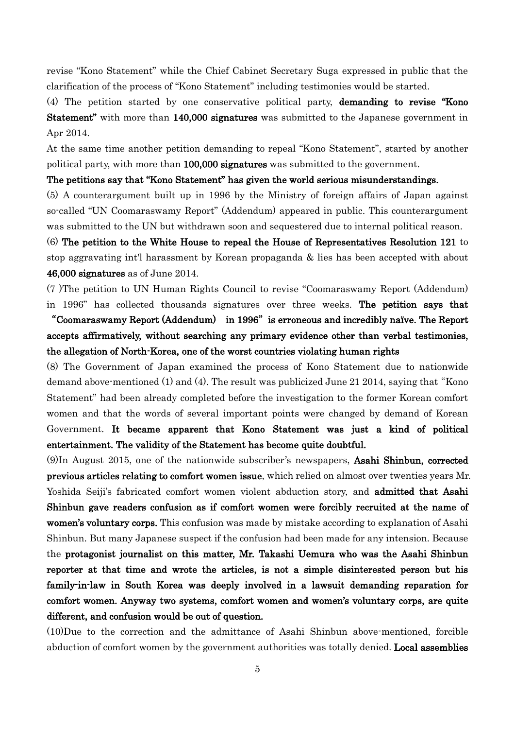revise "Kono Statement" while the Chief Cabinet Secretary Suga expressed in public that the clarification of the process of "Kono Statement" including testimonies would be started.

(4) The petition started by one conservative political party, **demanding to revise "Kono Statement"** with more than **140,000 signatures** was submitted to the Japanese government in Apr 2014.

At the same time another petition demanding to repeal "Kono Statement", started by another political party, with more than **100,000 signatures** was submitted to the government.

**The petitions say that "Kono Statement" has given the world serious misunderstandings.**

(5) A counterargument built up in 1996 by the Ministry of foreign affairs of Japan against so-called "UN Coomaraswamy Report" (Addendum) appeared in public. This counterargument was submitted to the UN but withdrawn soon and sequestered due to internal political reason.

(6) **The petition to the White House to repeal the House of Representatives Resolution 121** to stop aggravating int'l harassment by Korean propaganda & lies has been accepted with about **46,000 signatures** as of June 2014.

(7 )The petition to UN Human Rights Council to revise "Coomaraswamy Report (Addendum) in 1996" has collected thousands signatures over three weeks. **The petition says that "Coomaraswamy Report (Addendum) in 1996" is erroneous and incredibly naïve. The Report accepts affirmatively, without searching any primary evidence other than verbal testimonies, the allegation of North-Korea, one of the worst countries violating human rights**

(8) The Government of Japan examined the process of Kono Statement due to nationwide demand above-mentioned (1) and (4). The result was publicized June 21 2014, saying that "Kono Statement" had been already completed before the investigation to the former Korean comfort women and that the words of several important points were changed by demand of Korean Government. **It became apparent that Kono Statement was just a kind of political entertainment. The validity of the Statement has become quite doubtful.**

(9)In August 2015, one of the nationwide subscriber's newspapers, **Asahi Shinbun, corrected previous articles relating to comfort women issue**, which relied on almost over twenties years Mr. Yoshida Seiji's fabricated comfort women violent abduction story, and **admitted that Asahi Shinbun gave readers confusion as if comfort women were forcibly recruited at the name of women's voluntary corps.** This confusion was made by mistake according to explanation of Asahi Shinbun. But many Japanese suspect if the confusion had been made for any intension. Because the **protagonist journalist on this matter, Mr. Takashi Uemura who was the Asahi Shinbun reporter at that time and wrote the articles, is not a simple disinterested person but his family-in-law in South Korea was deeply involved in a lawsuit demanding reparation for comfort women. Anyway two systems, comfort women and women's voluntary corps, are quite different, and confusion would be out of question.**

(10)Due to the correction and the admittance of Asahi Shinbun above-mentioned, forcible abduction of comfort women by the government authorities was totally denied. **Local assemblies**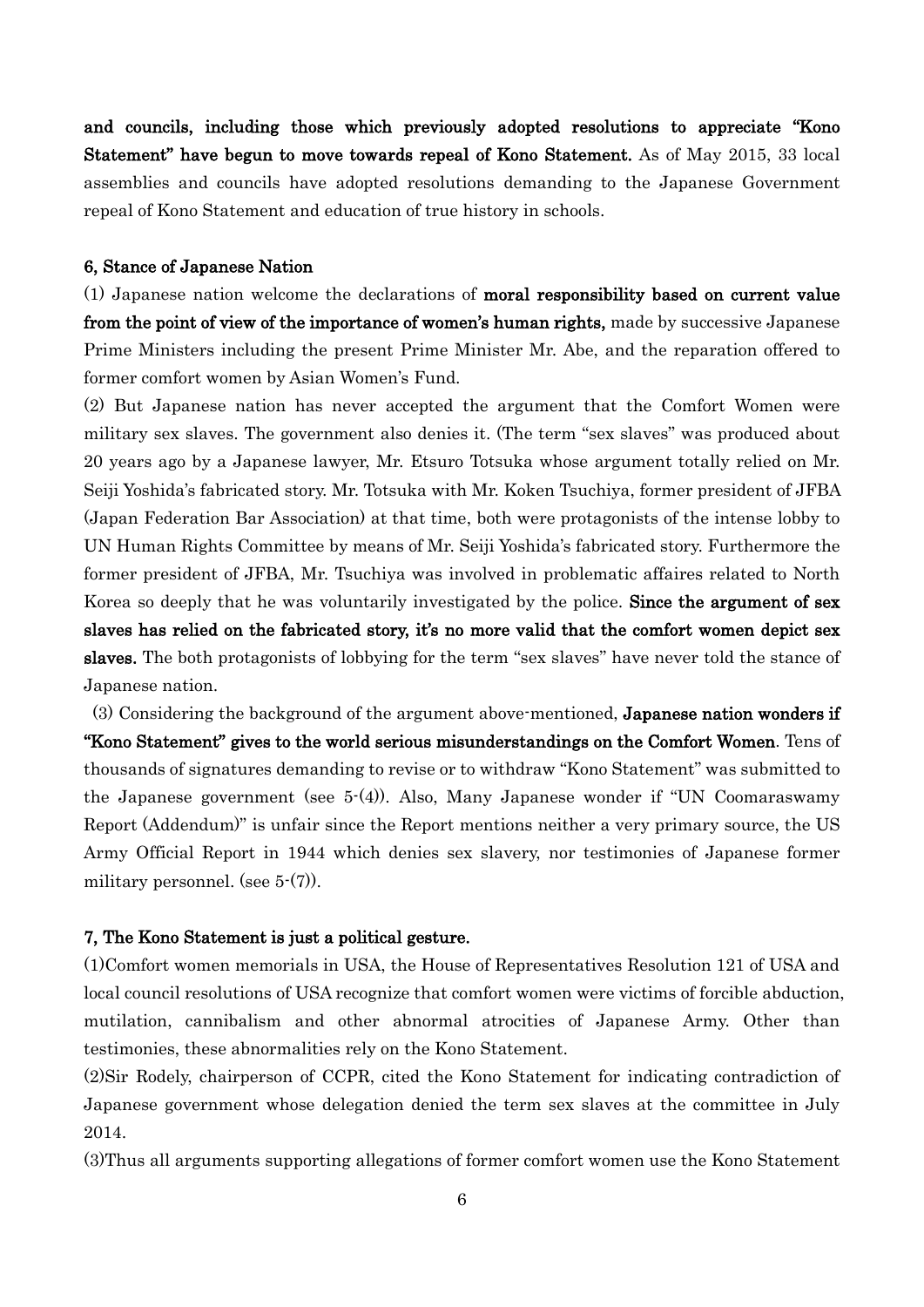**and councils, including those which previously adopted resolutions to appreciate "Kono Statement" have begun to move towards repeal of Kono Statement.** As of May 2015, 33 local assemblies and councils have adopted resolutions demanding to the Japanese Government repeal of Kono Statement and education of true history in schools.

### 6, Stance of Japanese Nation

(1) Japanese nation welcome the declarations of **moral responsibility based on current value from the point of view of the importance of women's human rights,** made by successive Japanese Prime Ministers including the present Prime Minister Mr. Abe, and the reparation offered to former comfort women by Asian Women's Fund.

(2) But Japanese nation has never accepted the argument that the Comfort Women were military sex slaves. The government also denies it. (The term "sex slaves" was produced about 20 years ago by a Japanese lawyer, Mr. Etsuro Totsuka whose argument totally relied on Mr. Seiji Yoshida's fabricated story. Mr. Totsuka with Mr. Koken Tsuchiya, former president of JFBA (Japan Federation Bar Association) at that time, both were protagonists of the intense lobby to UN Human Rights Committee by means of Mr. Seiji Yoshida's fabricated story. Furthermore the former president of JFBA, Mr. Tsuchiya was involved in problematic affaires related to North Korea so deeply that he was voluntarily investigated by the police. **Since the argument of sex slaves has relied on the fabricated story, it's no more valid that the comfort women depict sex slaves.** The both protagonists of lobbying for the term "sex slaves" have never told the stance of Japanese nation.

(3) Considering the background of the argument above-mentioned, **Japanese nation wonders if "Kono Statement" gives to the world serious misunderstandings on the Comfort Women**. Tens of thousands of signatures demanding to revise or to withdraw "Kono Statement" was submitted to the Japanese government (see 5-(4)). Also, Many Japanese wonder if "UN Coomaraswamy Report (Addendum)" is unfair since the Report mentions neither a very primary source, the US Army Official Report in 1944 which denies sex slavery, nor testimonies of Japanese former military personnel. (see 5-(7)).

### 7, The Kono Statement is just a political gesture.

(1)Comfort women memorials in USA, the House of Representatives Resolution 121 of USA and local council resolutions of USA recognize that comfort women were victims of forcible abduction, mutilation, cannibalism and other abnormal atrocities of Japanese Army. Other than testimonies, these abnormalities rely on the Kono Statement.

(2)Sir Rodely, chairperson of CCPR, cited the Kono Statement for indicating contradiction of Japanese government whose delegation denied the term sex slaves at the committee in July 2014.

(3)Thus all arguments supporting allegations of former comfort women use the Kono Statement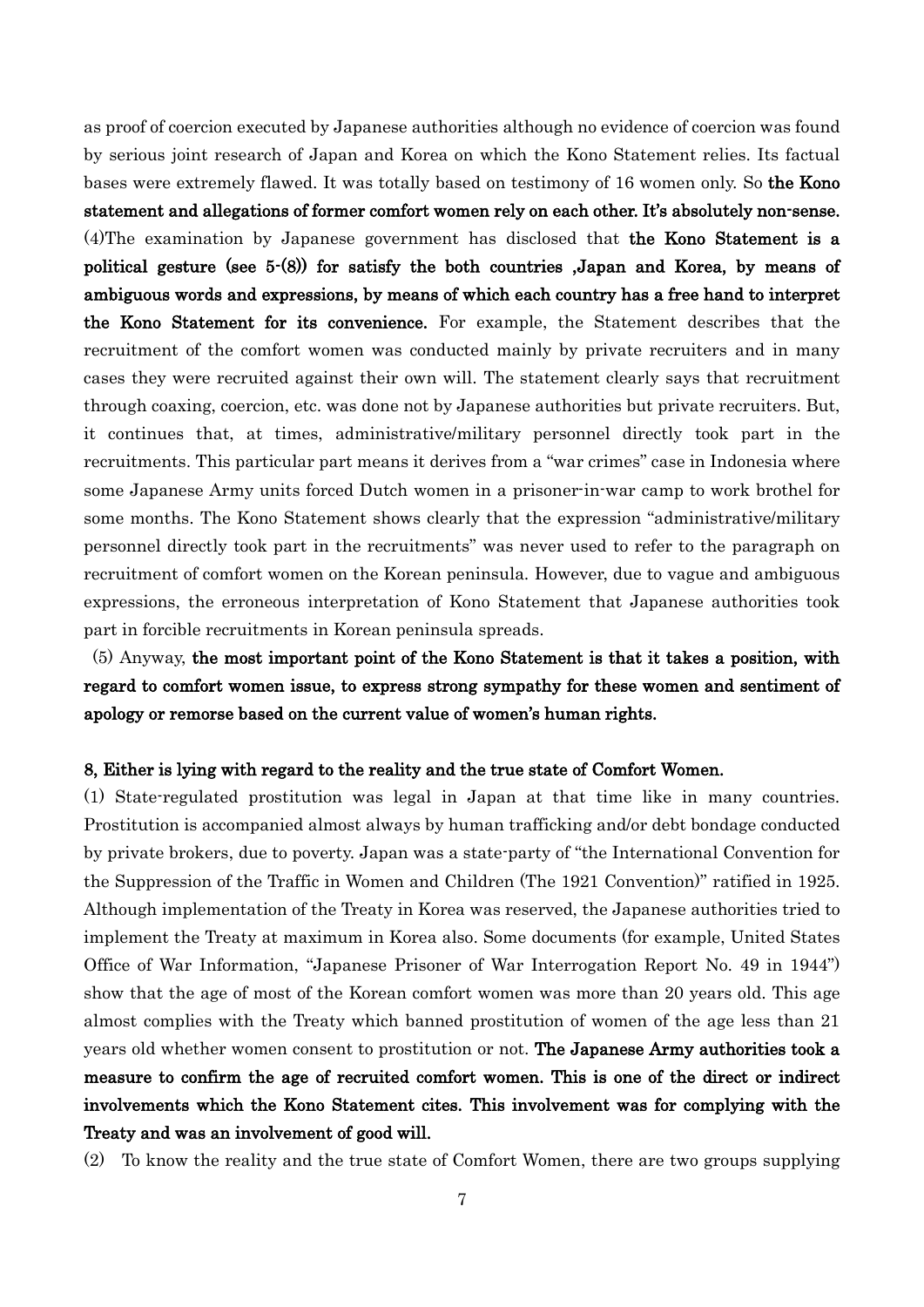as proof of coercion executed by Japanese authorities although no evidence of coercion was found by serious joint research of Japan and Korea on which the Kono Statement relies. Its factual bases were extremely flawed. It was totally based on testimony of 16 women only. So **the Kono statement and allegations of former comfort women rely on each other. It's absolutely non-sense.**

(4)The examination by Japanese government has disclosed that **the Kono Statement is a political gesture (see 5-(8)) for satisfy the both countries ,Japan and Korea, by means of ambiguous words and expressions, by means of which each country has a free hand to interpret the Kono Statement for its convenience.** For example, the Statement describes that the recruitment of the comfort women was conducted mainly by private recruiters and in many cases they were recruited against their own will. The statement clearly says that recruitment through coaxing, coercion, etc. was done not by Japanese authorities but private recruiters. But, it continues that, at times, administrative/military personnel directly took part in the recruitments. This particular part means it derives from a "war crimes" case in Indonesia where some Japanese Army units forced Dutch women in a prisoner-in-war camp to work brothel for some months. The Kono Statement shows clearly that the expression "administrative/military personnel directly took part in the recruitments" was never used to refer to the paragraph on recruitment of comfort women on the Korean peninsula. However, due to vague and ambiguous expressions, the erroneous interpretation of Kono Statement that Japanese authorities took part in forcible recruitments in Korean peninsula spreads.

(5) Anyway, **the most important point of the Kono Statement is that it takes a position, with regard to comfort women issue, to express strong sympathy for these women and sentiment of apology or remorse based on the current value of women's human rights.**

## 8, Either is lying with regard to the reality and the true state of Comfort Women.

(1) State-regulated prostitution was legal in Japan at that time like in many countries. Prostitution is accompanied almost always by human trafficking and/or debt bondage conducted by private brokers, due to poverty. Japan was a state-party of "the International Convention for the Suppression of the Traffic in Women and Children (The 1921 Convention)" ratified in 1925. Although implementation of the Treaty in Korea was reserved, the Japanese authorities tried to implement the Treaty at maximum in Korea also. Some documents (for example, United States Office of War Information, "Japanese Prisoner of War Interrogation Report No. 49 in 1944") show that the age of most of the Korean comfort women was more than 20 years old. This age almost complies with the Treaty which banned prostitution of women of the age less than 21 years old whether women consent to prostitution or not. **The Japanese Army authorities took a measure to confirm the age of recruited comfort women. This is one of the direct or indirect involvements which the Kono Statement cites. This involvement was for complying with the Treaty and was an involvement of good will.**

(2) To know the reality and the true state of Comfort Women, there are two groups supplying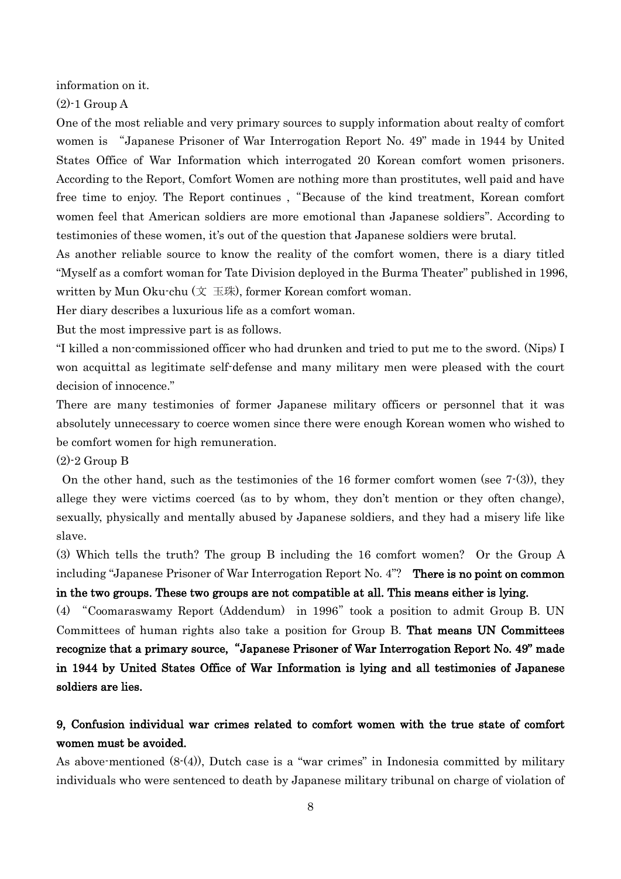information on it.

(2)-1 Group A

One of the most reliable and very primary sources to supply information about realty of comfort women is "Japanese Prisoner of War Interrogation Report No. 49" made in 1944 by United States Office of War Information which interrogated 20 Korean comfort women prisoners. According to the Report, Comfort Women are nothing more than prostitutes, well paid and have free time to enjoy. The Report continues , "Because of the kind treatment, Korean comfort women feel that American soldiers are more emotional than Japanese soldiers". According to testimonies of these women, it's out of the question that Japanese soldiers were brutal.

As another reliable source to know the reality of the comfort women, there is a diary titled "Myself as a comfort woman for Tate Division deployed in the Burma Theater" published in 1996, written by Mun Oku-chu (文 玉珠), former Korean comfort woman.

Her diary describes a luxurious life as a comfort woman.

But the most impressive part is as follows.

"I killed a non-commissioned officer who had drunken and tried to put me to the sword. (Nips) I won acquittal as legitimate self-defense and many military men were pleased with the court decision of innocence."

There are many testimonies of former Japanese military officers or personnel that it was absolutely unnecessary to coerce women since there were enough Korean women who wished to be comfort women for high remuneration.

(2)-2 Group B

On the other hand, such as the testimonies of the 16 former comfort women (see 7-(3)), they allege they were victims coerced (as to by whom, they don't mention or they often change), sexually, physically and mentally abused by Japanese soldiers, and they had a misery life like slave.

(3) Which tells the truth? The group B including the 16 comfort women? Or the Group A including "Japanese Prisoner of War Interrogation Report No. 4"? **There is no point on common in the two groups. These two groups are not compatible at all. This means either is lying.**

(4) "Coomaraswamy Report (Addendum) in 1996" took a position to admit Group B. UN Committees of human rights also take a position for Group B. **That means UN Committees recognize that a primary source, "Japanese Prisoner of War Interrogation Report No. 49" made in 1944 by United States Office of War Information is lying and all testimonies of Japanese soldiers are lies.**

## 9, Confusion individual war crimes related to comfort women with the true state of comfort women must be avoided.

As above-mentioned (8-(4)), Dutch case is a "war crimes" in Indonesia committed by military individuals who were sentenced to death by Japanese military tribunal on charge of violation of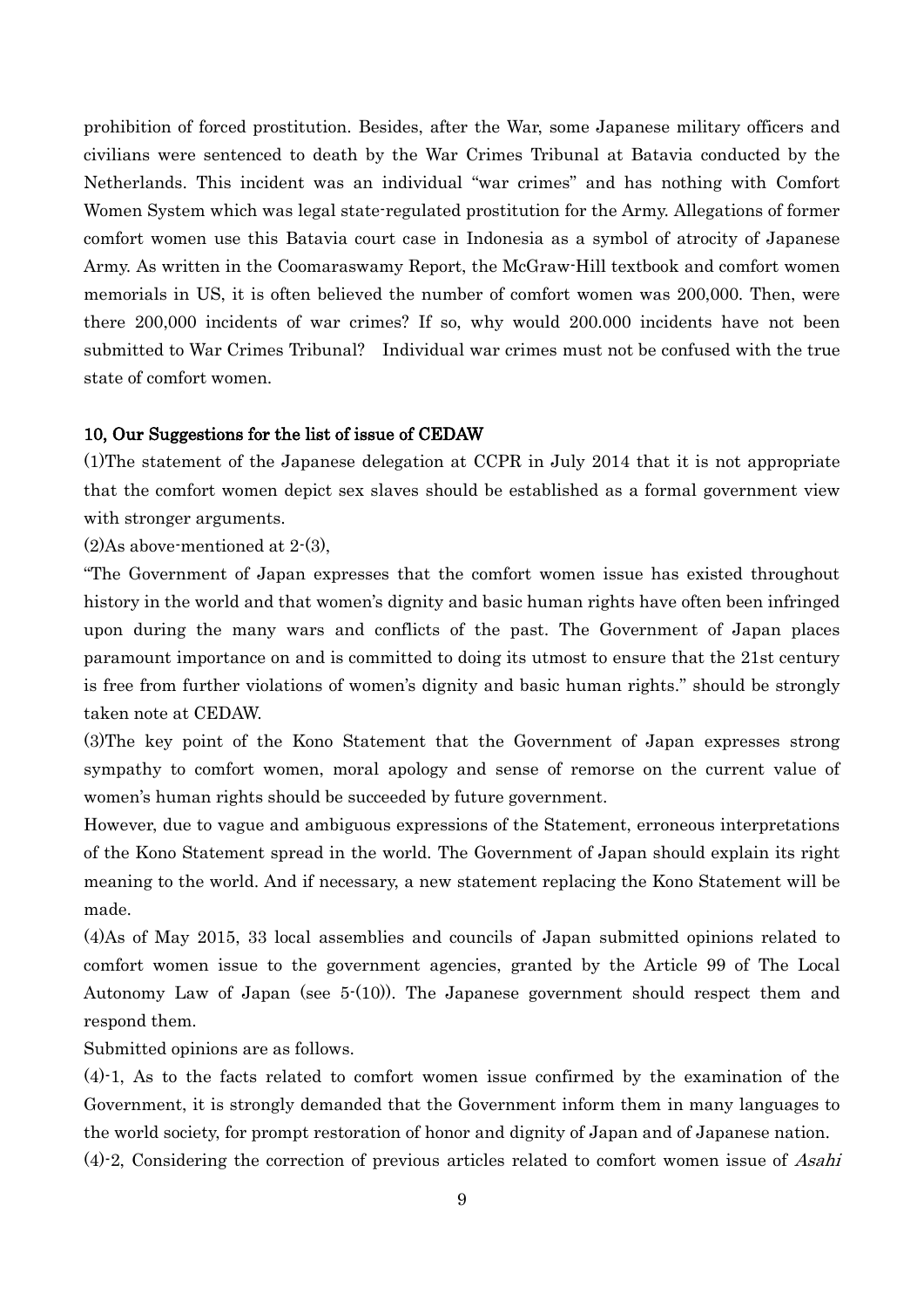prohibition of forced prostitution. Besides, after the War, some Japanese military officers and civilians were sentenced to death by the War Crimes Tribunal at Batavia conducted by the Netherlands. This incident was an individual "war crimes" and has nothing with Comfort Women System which was legal state-regulated prostitution for the Army. Allegations of former comfort women use this Batavia court case in Indonesia as a symbol of atrocity of Japanese Army. As written in the Coomaraswamy Report, the McGraw-Hill textbook and comfort women memorials in US, it is often believed the number of comfort women was 200,000. Then, were there 200,000 incidents of war crimes? If so, why would 200.000 incidents have not been submitted to War Crimes Tribunal? Individual war crimes must not be confused with the true state of comfort women.

**10, Our Suggestions for the list of issue of CEDAW**

(1)The statement of the Japanese delegation at CCPR in July 2014 that it is not appropriate that the comfort women depict sex slaves should be established as a formal government view with stronger arguments.

(2)As above-mentioned at 2-(3),

"The Government of Japan expresses that the comfort women issue has existed throughout history in the world and that women's dignity and basic human rights have often been infringed upon during the many wars and conflicts of the past. The Government of Japan places paramount importance on and is committed to doing its utmost to ensure that the 21st century is free from further violations of women's dignity and basic human rights." should be strongly taken note at CEDAW.

(3)The key point of the Kono Statement that the Government of Japan expresses strong sympathy to comfort women, moral apology and sense of remorse on the current value of women's human rights should be succeeded by future government.

However, due to vague and ambiguous expressions of the Statement, erroneous interpretations of the Kono Statement spread in the world. The Government of Japan should explain its right meaning to the world. And if necessary, a new statement replacing the Kono Statement will be made.

(4)As of May 2015, 33 local assemblies and councils of Japan submitted opinions related to comfort women issue to the government agencies, granted by the Article 99 of The Local Autonomy Law of Japan (see 5-(10)). The Japanese government should respect them and respond them.

Submitted opinions are as follows.

(4)-1, As to the facts related to comfort women issue confirmed by the examination of the Government, it is strongly demanded that the Government inform them in many languages to the world society, for prompt restoration of honor and dignity of Japan and of Japanese nation.

(4)-2, Considering the correction of previous articles related to comfort women issue of *Asahi*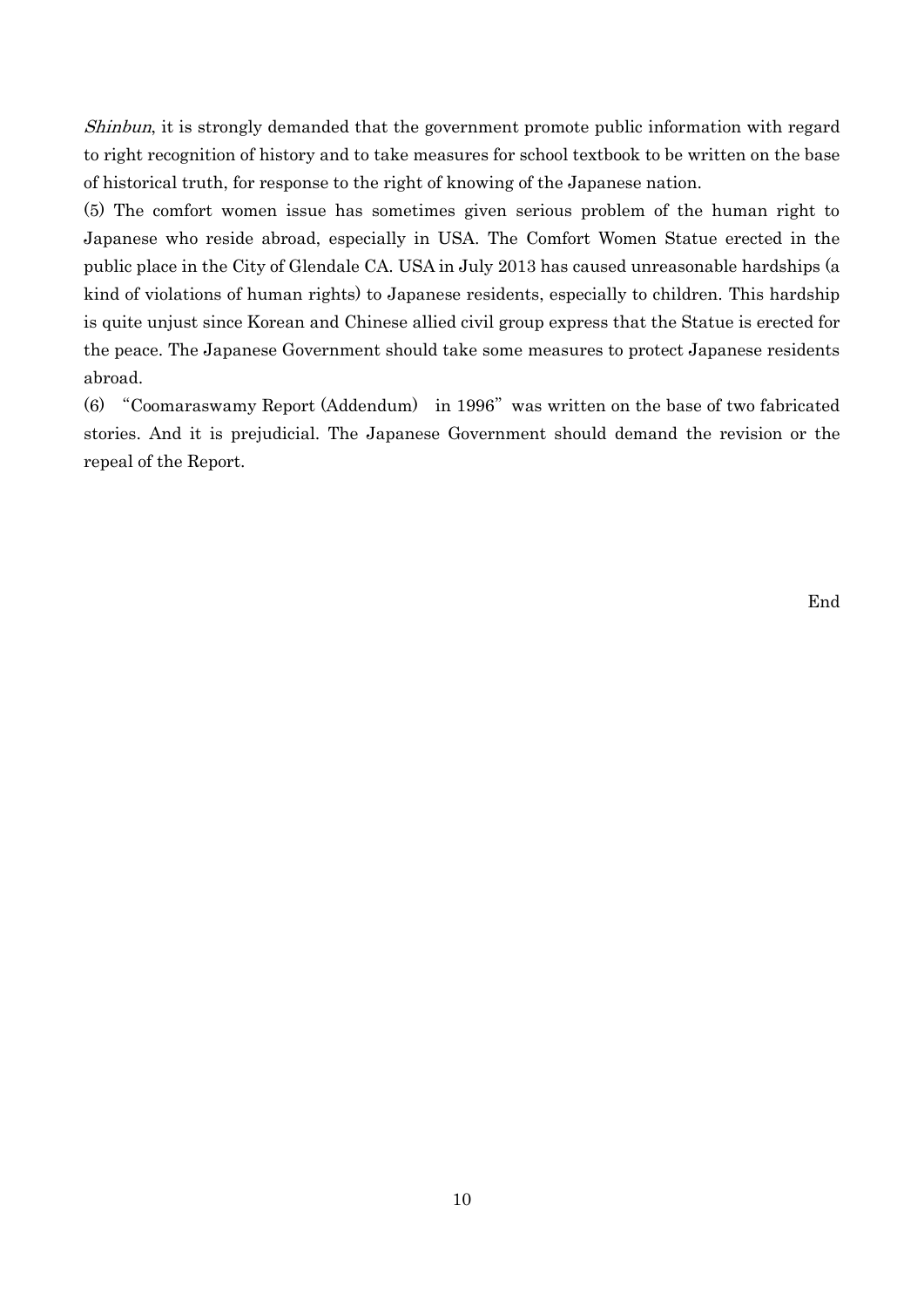*Shinbun*, it is strongly demanded that the government promote public information with regard to right recognition of history and to take measures for school textbook to be written on the base of historical truth, for response to the right of knowing of the Japanese nation.

(5) The comfort women issue has sometimes given serious problem of the human right to Japanese who reside abroad, especially in USA. The Comfort Women Statue erected in the public place in the City of Glendale CA. USA in July 2013 has caused unreasonable hardships (a kind of violations of human rights) to Japanese residents, especially to children. This hardship is quite unjust since Korean and Chinese allied civil group express that the Statue is erected for the peace. The Japanese Government should take some measures to protect Japanese residents abroad.

(6) "Coomaraswamy Report (Addendum) in 1996" was written on the base of two fabricated stories. And it is prejudicial. The Japanese Government should demand the revision or the repeal of the Report.

End